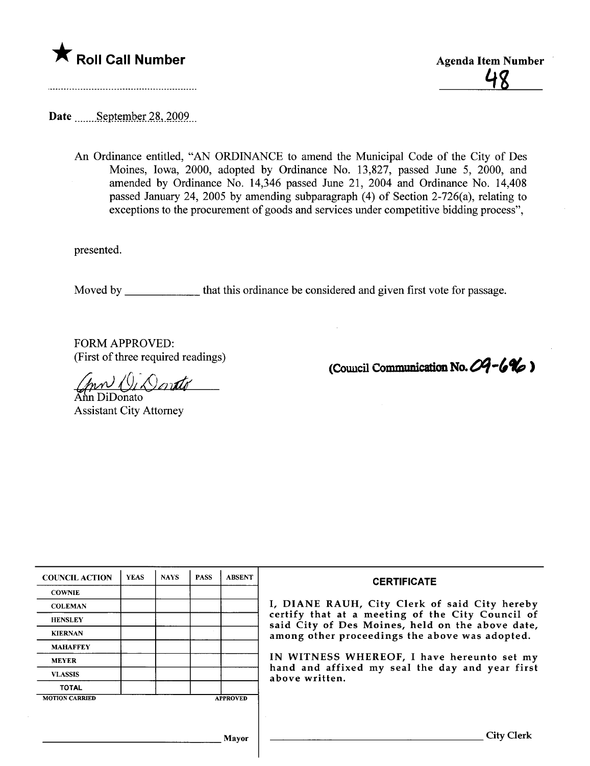★ **Roll Call Number**

**Agenda Item Number**

48

Date September 28, 2009

An Ordinance entitled, "AN ORDINANCE to amend the Municipal Code of the City of Des Moines, Iowa, 2000, adopted by Ordinance No. 13,827, passed June 5, 2000, and amended by Ordinance No. 14,346 passed June 21, 2004 and Ordinance No. 14,408 passed January 24, 2005 by amending subparagraph (4) of Section 2-726(a), relating to exceptions to the procurement of goods and services under competitive bidding process",

presented.

Moved by ____________ that this ordinance be considered and given first vote for passage.

FORM APPROVED:
(First of three required readings)

(Council Communication No. 09-696)

Ann DiDonato
Assistant City Attorney

| COUNCIL ACTION | YEAS | NAYS | PASS | ABSENT |
|---|---|---|---|---|
| COWNIE | | | | |
| COLEMAN | | | | |
| HENSLEY | | | | |
| KIERNAN | | | | |
| MAHAFFEY | | | | |
| MEYER | | | | |
| VLASSIS | | | | |
| TOTAL | | | | |
| MOTION CARRIED | | | | APPROVED |

______________________________ Mayor

**CERTIFICATE**

I, DIANE RAUH, City Clerk of said City hereby certify that at a meeting of the City Council of said City of Des Moines, held on the above date, among other proceedings the above was adopted.

IN WITNESS WHEREOF, I have hereunto set my hand and affixed my seal the day and year first above written.

______________________________ City Clerk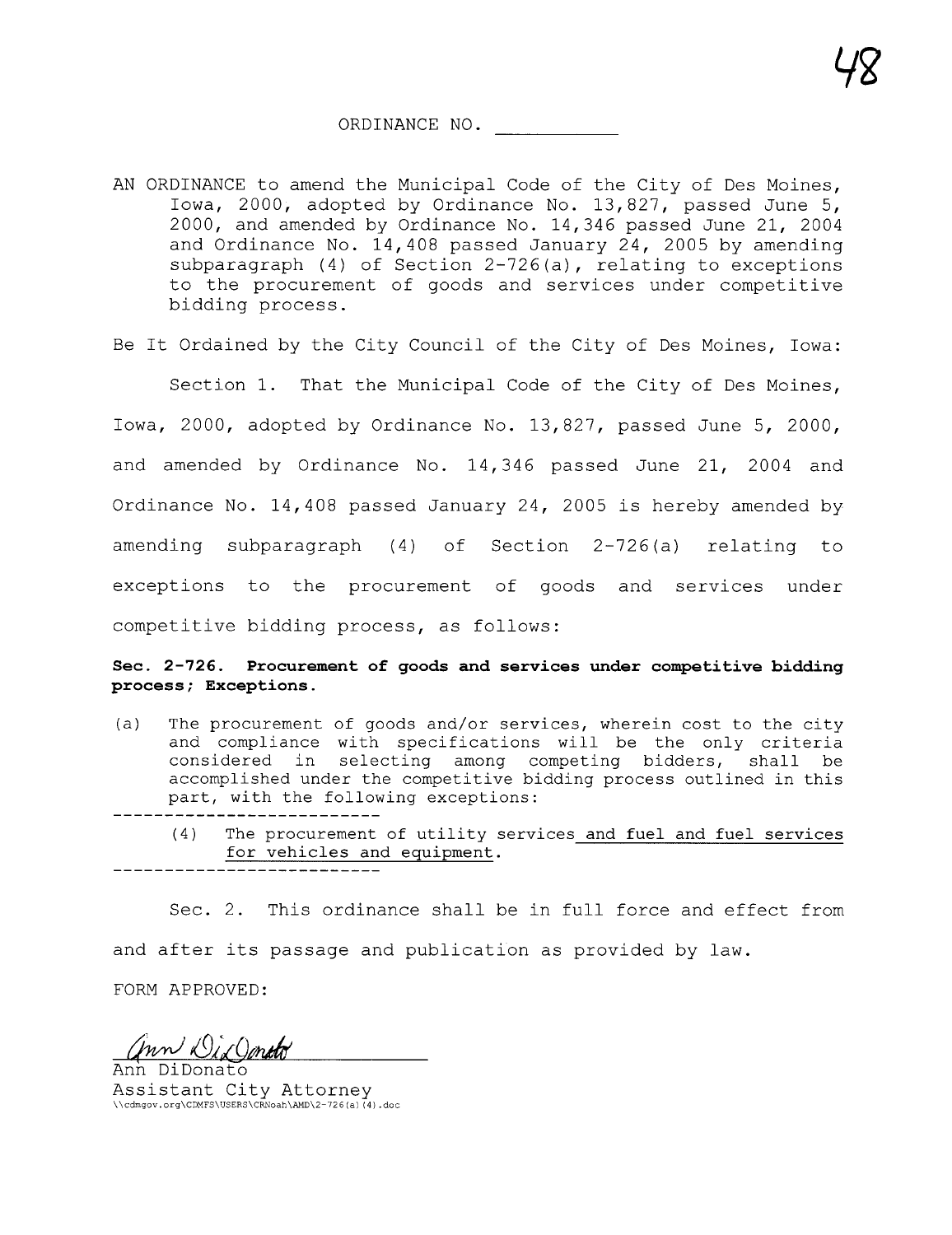ORDINANCE NO. ___________

AN ORDINANCE to amend the Municipal Code of the City of Des Moines, Iowa, 2000, adopted by Ordinance No. 13,827, passed June 5, 2000, and amended by Ordinance No. 14,346 passed June 21, 2004 and Ordinance No. 14,408 passed January 24, 2005 by amending subparagraph (4) of Section 2-726(a), relating to exceptions to the procurement of goods and services under competitive bidding process.

Be It Ordained by the City Council of the City of Des Moines, Iowa:

Section 1. That the Municipal Code of the City of Des Moines, Iowa, 2000, adopted by Ordinance No. 13,827, passed June 5, 2000, and amended by Ordinance No. 14,346 passed June 21, 2004 and Ordinance No. 14,408 passed January 24, 2005 is hereby amended by amending subparagraph (4) of Section 2-726(a) relating to exceptions to the procurement of goods and services under competitive bidding process, as follows:

**Sec. 2-726. Procurement of goods and services under competitive bidding process; Exceptions.**

(a) The procurement of goods and/or services, wherein cost to the city and compliance with specifications will be the only criteria considered in selecting among competing bidders, shall be accomplished under the competitive bidding process outlined in this part, with the following exceptions:

--------------------------

(4) The procurement of utility services <u>and fuel and fuel services for vehicles and equipment</u>.

--------------------------

Sec. 2. This ordinance shall be in full force and effect from and after its passage and publication as provided by law.

FORM APPROVED:

Ann DiDonato
Assistant City Attorney
\\cdmgov.org\CDMFS\USERS\CRNoah\AMD\2-726(a)(4).doc